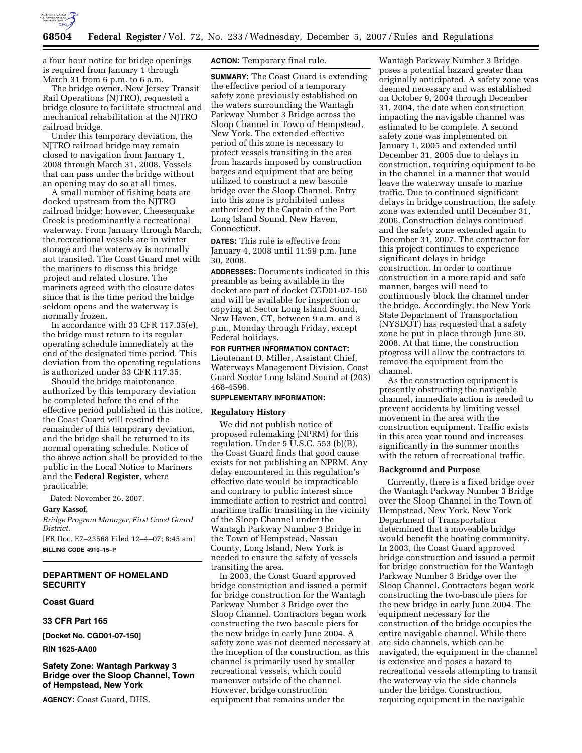a four hour notice for bridge openings is required from January 1 through March 31 from 6 p.m. to 6 a.m.

The bridge owner, New Jersey Transit Rail Operations (NJTRO), requested a bridge closure to facilitate structural and mechanical rehabilitation at the NJTRO railroad bridge.

Under this temporary deviation, the NJTRO railroad bridge may remain closed to navigation from January 1, 2008 through March 31, 2008. Vessels that can pass under the bridge without an opening may do so at all times.

A small number of fishing boats are docked upstream from the NJTRO railroad bridge; however, Cheesequake Creek is predominantly a recreational waterway. From January through March, the recreational vessels are in winter storage and the waterway is normally not transited. The Coast Guard met with the mariners to discuss this bridge project and related closure. The mariners agreed with the closure dates since that is the time period the bridge seldom opens and the waterway is normally frozen.

In accordance with 33 CFR 117.35(e), the bridge must return to its regular operating schedule immediately at the end of the designated time period. This deviation from the operating regulations is authorized under 33 CFR 117.35.

Should the bridge maintenance authorized by this temporary deviation be completed before the end of the effective period published in this notice, the Coast Guard will rescind the remainder of this temporary deviation, and the bridge shall be returned to its normal operating schedule. Notice of the above action shall be provided to the public in the Local Notice to Mariners and the **Federal Register**, where practicable.

Dated: November 26, 2007.

**Gary Kassof,**

*Bridge Program Manager, First Coast Guard District.*

[FR Doc. E7–23568 Filed 12–4–07; 8:45 am]

**BILLING CODE 4910–15–P**

---

## DEPARTMENT OF HOMELAND SECURITY

### Coast Guard

### 33 CFR Part 165

**[Docket No. CGD01-07-150]**

**RIN 1625-AA00**

## Safety Zone: Wantagh Parkway 3 Bridge over the Sloop Channel, Town of Hempstead, New York

**AGENCY:** Coast Guard, DHS.

**ACTION:** Temporary final rule.

**SUMMARY:** The Coast Guard is extending the effective period of a temporary safety zone previously established on the waters surrounding the Wantagh Parkway Number 3 Bridge across the Sloop Channel in Town of Hempstead, New York. The extended effective period of this zone is necessary to protect vessels transiting in the area from hazards imposed by construction barges and equipment that are being utilized to construct a new bascule bridge over the Sloop Channel. Entry into this zone is prohibited unless authorized by the Captain of the Port Long Island Sound, New Haven, Connecticut.

**DATES:** This rule is effective from January 4, 2008 until 11:59 p.m. June 30, 2008.

**ADDRESSES:** Documents indicated in this preamble as being available in the docket are part of docket CGD01-07-150 and will be available for inspection or copying at Sector Long Island Sound, New Haven, CT, between 9 a.m. and 3 p.m., Monday through Friday, except Federal holidays.

**FOR FURTHER INFORMATION CONTACT:** Lieutenant D. Miller, Assistant Chief, Waterways Management Division, Coast Guard Sector Long Island Sound at (203) 468-4596.

**SUPPLEMENTARY INFORMATION:**

### Regulatory History

We did not publish notice of proposed rulemaking (NPRM) for this regulation. Under 5 U.S.C. 553 (b)(B), the Coast Guard finds that good cause exists for not publishing an NPRM. Any delay encountered in this regulation's effective date would be impracticable and contrary to public interest since immediate action to restrict and control maritime traffic transiting in the vicinity of the Sloop Channel under the Wantagh Parkway Number 3 Bridge in the Town of Hempstead, Nassau County, Long Island, New York is needed to ensure the safety of vessels transiting the area.

In 2003, the Coast Guard approved bridge construction and issued a permit for bridge construction for the Wantagh Parkway Number 3 Bridge over the Sloop Channel. Contractors began work constructing the two bascule piers for the new bridge in early June 2004. A safety zone was not deemed necessary at the inception of the construction, as this channel is primarily used by smaller recreational vessels, which could maneuver outside of the channel. However, bridge construction equipment that remains under the Wantagh Parkway Number 3 Bridge poses a potential hazard greater than originally anticipated. A safety zone was deemed necessary and was established on October 9, 2004 through December 31, 2004, the date when construction impacting the navigable channel was estimated to be complete. A second safety zone was implemented on January 1, 2005 and extended until December 31, 2005 due to delays in construction, requiring equipment to be in the channel in a manner that would leave the waterway unsafe to marine traffic. Due to continued significant delays in bridge construction, the safety zone was extended until December 31, 2006. Construction delays continued and the safety zone extended again to December 31, 2007. The contractor for this project continues to experience significant delays in bridge construction. In order to continue construction in a more rapid and safe manner, barges will need to continuously block the channel under the bridge. Accordingly, the New York State Department of Transportation (NYSDOT) has requested that a safety zone be put in place through June 30, 2008. At that time, the construction progress will allow the contractors to remove the equipment from the channel.

As the construction equipment is presently obstructing the navigable channel, immediate action is needed to prevent accidents by limiting vessel movement in the area with the construction equipment. Traffic exists in this area year round and increases significantly in the summer months with the return of recreational traffic.

### Background and Purpose

Currently, there is a fixed bridge over the Wantagh Parkway Number 3 Bridge over the Sloop Channel in the Town of Hempstead, New York. New York Department of Transportation determined that a moveable bridge would benefit the boating community. In 2003, the Coast Guard approved bridge construction and issued a permit for bridge construction for the Wantagh Parkway Number 3 Bridge over the Sloop Channel. Contractors began work constructing the two-bascule piers for the new bridge in early June 2004. The equipment necessary for the construction of the bridge occupies the entire navigable channel. While there are side channels, which can be navigated, the equipment in the channel is extensive and poses a hazard to recreational vessels attempting to transit the waterway via the side channels under the bridge. Construction, requiring equipment in the navigable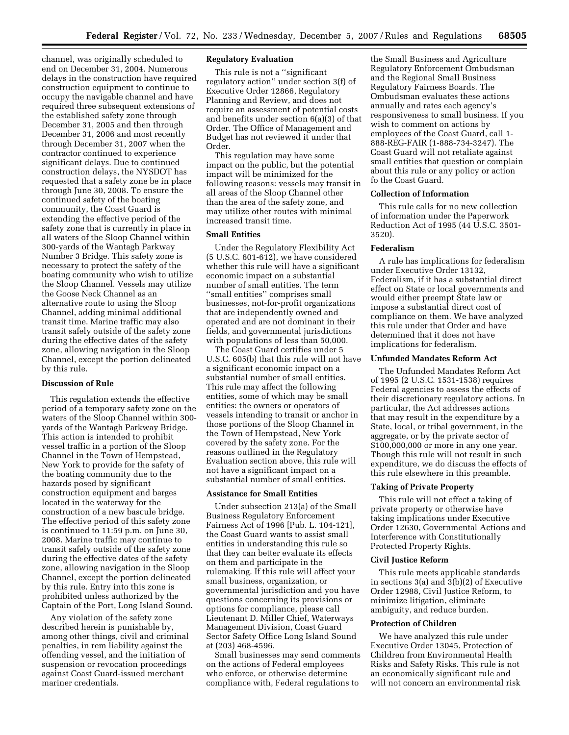channel, was originally scheduled to end on December 31, 2004. Numerous delays in the construction have required construction equipment to continue to occupy the navigable channel and have required three subsequent extensions of the established safety zone through December 31, 2005 and then through December 31, 2006 and most recently through December 31, 2007 when the contractor continued to experience significant delays. Due to continued construction delays, the NYSDOT has requested that a safety zone be in place through June 30, 2008. To ensure the continued safety of the boating community, the Coast Guard is extending the effective period of the safety zone that is currently in place in all waters of the Sloop Channel within 300-yards of the Wantagh Parkway Number 3 Bridge. This safety zone is necessary to protect the safety of the boating community who wish to utilize the Sloop Channel. Vessels may utilize the Goose Neck Channel as an alternative route to using the Sloop Channel, adding minimal additional transit time. Marine traffic may also transit safely outside of the safety zone during the effective dates of the safety zone, allowing navigation in the Sloop Channel, except the portion delineated by this rule.

**Discussion of Rule**

This regulation extends the effective period of a temporary safety zone on the waters of the Sloop Channel within 300-yards of the Wantagh Parkway Bridge. This action is intended to prohibit vessel traffic in a portion of the Sloop Channel in the Town of Hempstead, New York to provide for the safety of the boating community due to the hazards posed by significant construction equipment and barges located in the waterway for the construction of a new bascule bridge. The effective period of this safety zone is continued to 11:59 p.m. on June 30, 2008. Marine traffic may continue to transit safely outside of the safety zone during the effective dates of the safety zone, allowing navigation in the Sloop Channel, except the portion delineated by this rule. Entry into this zone is prohibited unless authorized by the Captain of the Port, Long Island Sound.

Any violation of the safety zone described herein is punishable by, among other things, civil and criminal penalties, in rem liability against the offending vessel, and the initiation of suspension or revocation proceedings against Coast Guard-issued merchant mariner credentials.

**Regulatory Evaluation**

This rule is not a ''significant regulatory action'' under section 3(f) of Executive Order 12866, Regulatory Planning and Review, and does not require an assessment of potential costs and benefits under section 6(a)(3) of that Order. The Office of Management and Budget has not reviewed it under that Order.

This regulation may have some impact on the public, but the potential impact will be minimized for the following reasons: vessels may transit in all areas of the Sloop Channel other than the area of the safety zone, and may utilize other routes with minimal increased transit time.

**Small Entities**

Under the Regulatory Flexibility Act (5 U.S.C. 601-612), we have considered whether this rule will have a significant economic impact on a substantial number of small entities. The term ''small entities'' comprises small businesses, not-for-profit organizations that are independently owned and operated and are not dominant in their fields, and governmental jurisdictions with populations of less than 50,000.

The Coast Guard certifies under 5 U.S.C. 605(b) that this rule will not have a significant economic impact on a substantial number of small entities. This rule may affect the following entities, some of which may be small entities: the owners or operators of vessels intending to transit or anchor in those portions of the Sloop Channel in the Town of Hempstead, New York covered by the safety zone. For the reasons outlined in the Regulatory Evaluation section above, this rule will not have a significant impact on a substantial number of small entities.

**Assistance for Small Entities**

Under subsection 213(a) of the Small Business Regulatory Enforcement Fairness Act of 1996 [Pub. L. 104-121], the Coast Guard wants to assist small entities in understanding this rule so that they can better evaluate its effects on them and participate in the rulemaking. If this rule will affect your small business, organization, or governmental jurisdiction and you have questions concerning its provisions or options for compliance, please call Lieutenant D. Miller Chief, Waterways Management Division, Coast Guard Sector Safety Office Long Island Sound at (203) 468-4596.

Small businesses may send comments on the actions of Federal employees who enforce, or otherwise determine compliance with, Federal regulations to the Small Business and Agriculture Regulatory Enforcement Ombudsman and the Regional Small Business Regulatory Fairness Boards. The Ombudsman evaluates these actions annually and rates each agency's responsiveness to small business. If you wish to comment on actions by employees of the Coast Guard, call 1-888-REG-FAIR (1-888-734-3247). The Coast Guard will not retaliate against small entities that question or complain about this rule or any policy or action fo the Coast Guard.

**Collection of Information**

This rule calls for no new collection of information under the Paperwork Reduction Act of 1995 (44 U.S.C. 3501-3520).

**Federalism**

A rule has implications for federalism under Executive Order 13132, Federalism, if it has a substantial direct effect on State or local governments and would either preempt State law or impose a substantial direct cost of compliance on them. We have analyzed this rule under that Order and have determined that it does not have implications for federalism.

**Unfunded Mandates Reform Act**

The Unfunded Mandates Reform Act of 1995 (2 U.S.C. 1531-1538) requires Federal agencies to assess the effects of their discretionary regulatory actions. In particular, the Act addresses actions that may result in the expenditure by a State, local, or tribal government, in the aggregate, or by the private sector of $100,000,000 or more in any one year. Though this rule will not result in such expenditure, we do discuss the effects of this rule elsewhere in this preamble.

**Taking of Private Property**

This rule will not effect a taking of private property or otherwise have taking implications under Executive Order 12630, Governmental Actions and Interference with Constitutionally Protected Property Rights.

**Civil Justice Reform**

This rule meets applicable standards in sections 3(a) and 3(b)(2) of Executive Order 12988, Civil Justice Reform, to minimize litigation, eliminate ambiguity, and reduce burden.

**Protection of Children**

We have analyzed this rule under Executive Order 13045, Protection of Children from Environmental Health Risks and Safety Risks. This rule is not an economically significant rule and will not concern an environmental risk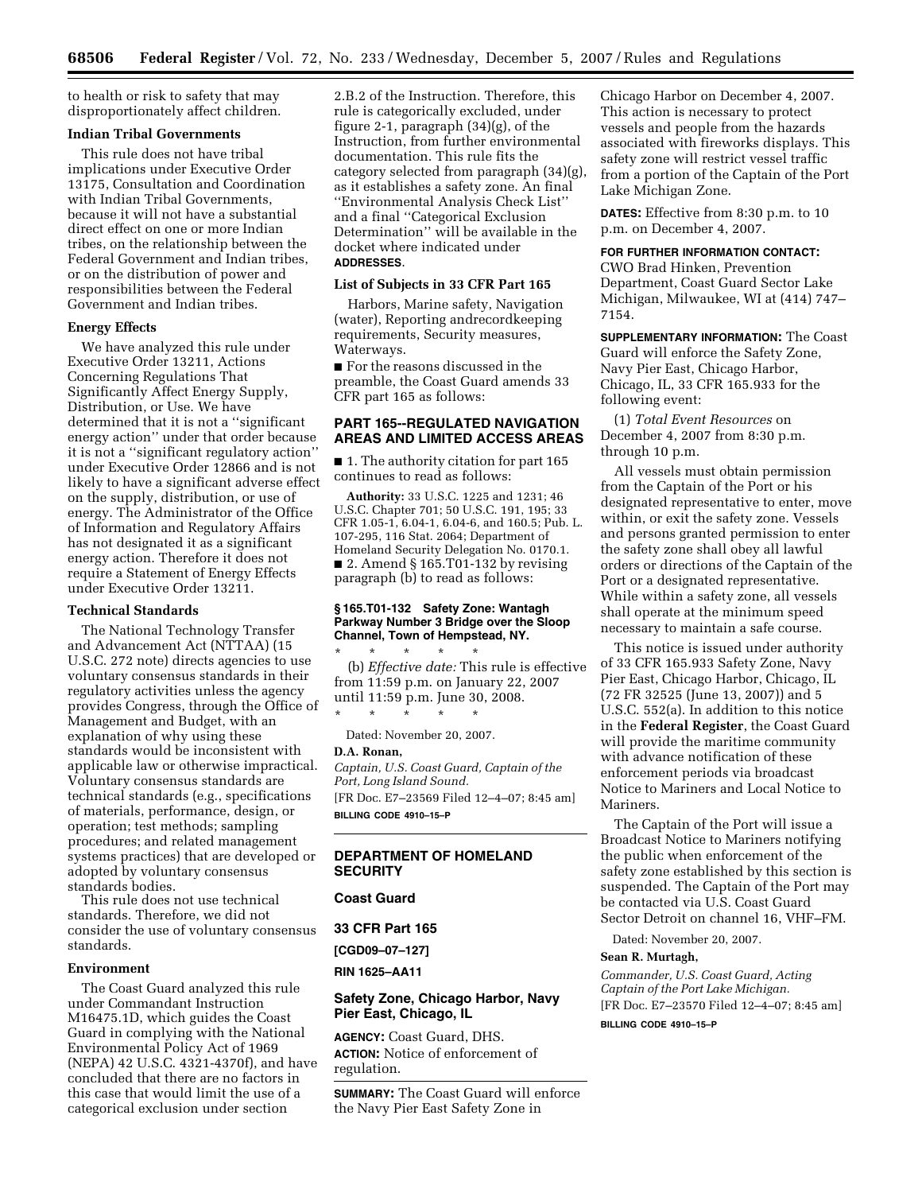to health or risk to safety that may disproportionately affect children.

**Indian Tribal Governments**

This rule does not have tribal implications under Executive Order 13175, Consultation and Coordination with Indian Tribal Governments, because it will not have a substantial direct effect on one or more Indian tribes, on the relationship between the Federal Government and Indian tribes, or on the distribution of power and responsibilities between the Federal Government and Indian tribes.

**Energy Effects**

We have analyzed this rule under Executive Order 13211, Actions Concerning Regulations That Significantly Affect Energy Supply, Distribution, or Use. We have determined that it is not a ''significant energy action'' under that order because it is not a ''significant regulatory action'' under Executive Order 12866 and is not likely to have a significant adverse effect on the supply, distribution, or use of energy. The Administrator of the Office of Information and Regulatory Affairs has not designated it as a significant energy action. Therefore it does not require a Statement of Energy Effects under Executive Order 13211.

**Technical Standards**

The National Technology Transfer and Advancement Act (NTTAA) (15 U.S.C. 272 note) directs agencies to use voluntary consensus standards in their regulatory activities unless the agency provides Congress, through the Office of Management and Budget, with an explanation of why using these standards would be inconsistent with applicable law or otherwise impractical. Voluntary consensus standards are technical standards (e.g., specifications of materials, performance, design, or operation; test methods; sampling procedures; and related management systems practices) that are developed or adopted by voluntary consensus standards bodies.

This rule does not use technical standards. Therefore, we did not consider the use of voluntary consensus standards.

**Environment**

The Coast Guard analyzed this rule under Commandant Instruction M16475.1D, which guides the Coast Guard in complying with the National Environmental Policy Act of 1969 (NEPA) 42 U.S.C. 4321-4370f), and have concluded that there are no factors in this case that would limit the use of a categorical exclusion under section 2.B.2 of the Instruction. Therefore, this rule is categorically excluded, under figure 2-1, paragraph (34)(g), of the Instruction, from further environmental documentation. This rule fits the category selected from paragraph (34)(g), as it establishes a safety zone. An final ''Environmental Analysis Check List'' and a final ''Categorical Exclusion Determination'' will be available in the docket where indicated under **ADDRESSES**.

**List of Subjects in 33 CFR Part 165**

Harbors, Marine safety, Navigation (water), Reporting andrecordkeeping requirements, Security measures, Waterways.

■ For the reasons discussed in the preamble, the Coast Guard amends 33 CFR part 165 as follows:

## PART 165--REGULATED NAVIGATION AREAS AND LIMITED ACCESS AREAS

■ 1. The authority citation for part 165 continues to read as follows:

**Authority:** 33 U.S.C. 1225 and 1231; 46 U.S.C. Chapter 701; 50 U.S.C. 191, 195; 33 CFR 1.05-1, 6.04-1, 6.04-6, and 160.5; Pub. L. 107-295, 116 Stat. 2064; Department of Homeland Security Delegation No. 0170.1.

■ 2. Amend § 165.T01-132 by revising paragraph (b) to read as follows:

**§ 165.T01-132 Safety Zone: Wantagh Parkway Number 3 Bridge over the Sloop Channel, Town of Hempstead, NY.**

\* \* \* \* \*

(b) *Effective date:* This rule is effective from 11:59 p.m. on January 22, 2007 until 11:59 p.m. June 30, 2008.

\* \* \* \* \*

Dated: November 20, 2007.

**D.A. Ronan,**

*Captain, U.S. Coast Guard, Captain of the Port, Long Island Sound.*

[FR Doc. E7–23569 Filed 12–4–07; 8:45 am]

**BILLING CODE 4910–15–P**

## DEPARTMENT OF HOMELAND SECURITY

## Coast Guard

## 33 CFR Part 165

**[CGD09–07–127]**

**RIN 1625–AA11**

## Safety Zone, Chicago Harbor, Navy Pier East, Chicago, IL

**AGENCY:** Coast Guard, DHS.

**ACTION:** Notice of enforcement of regulation.

**SUMMARY:** The Coast Guard will enforce the Navy Pier East Safety Zone in Chicago Harbor on December 4, 2007. This action is necessary to protect vessels and people from the hazards associated with fireworks displays. This safety zone will restrict vessel traffic from a portion of the Captain of the Port Lake Michigan Zone.

**DATES:** Effective from 8:30 p.m. to 10 p.m. on December 4, 2007.

**FOR FURTHER INFORMATION CONTACT:** CWO Brad Hinken, Prevention Department, Coast Guard Sector Lake Michigan, Milwaukee, WI at (414) 747–7154.

**SUPPLEMENTARY INFORMATION:** The Coast Guard will enforce the Safety Zone, Navy Pier East, Chicago Harbor, Chicago, IL, 33 CFR 165.933 for the following event:

(1) *Total Event Resources* on December 4, 2007 from 8:30 p.m. through 10 p.m.

All vessels must obtain permission from the Captain of the Port or his designated representative to enter, move within, or exit the safety zone. Vessels and persons granted permission to enter the safety zone shall obey all lawful orders or directions of the Captain of the Port or a designated representative. While within a safety zone, all vessels shall operate at the minimum speed necessary to maintain a safe course.

This notice is issued under authority of 33 CFR 165.933 Safety Zone, Navy Pier East, Chicago Harbor, Chicago, IL (72 FR 32525 (June 13, 2007)) and 5 U.S.C. 552(a). In addition to this notice in the **Federal Register**, the Coast Guard will provide the maritime community with advance notification of these enforcement periods via broadcast Notice to Mariners and Local Notice to Mariners.

The Captain of the Port will issue a Broadcast Notice to Mariners notifying the public when enforcement of the safety zone established by this section is suspended. The Captain of the Port may be contacted via U.S. Coast Guard Sector Detroit on channel 16, VHF–FM.

Dated: November 20, 2007.

**Sean R. Murtagh,**

*Commander, U.S. Coast Guard, Acting Captain of the Port Lake Michigan.*

[FR Doc. E7–23570 Filed 12–4–07; 8:45 am]

**BILLING CODE 4910–15–P**